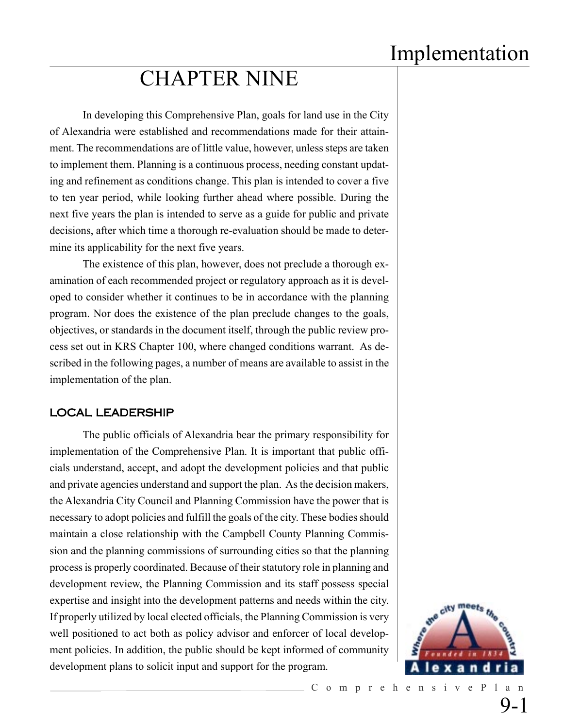# CHAPTER NINE

In developing this Comprehensive Plan, goals for land use in the City of Alexandria were established and recommendations made for their attainment. The recommendations are of little value, however, unless steps are taken to implement them. Planning is a continuous process, needing constant updating and refinement as conditions change. This plan is intended to cover a five to ten year period, while looking further ahead where possible. During the next five years the plan is intended to serve as a guide for public and private decisions, after which time a thorough re-evaluation should be made to determine its applicability for the next five years.

The existence of this plan, however, does not preclude a thorough examination of each recommended project or regulatory approach as it is developed to consider whether it continues to be in accordance with the planning program. Nor does the existence of the plan preclude changes to the goals, objectives, or standards in the document itself, through the public review process set out in KRS Chapter 100, where changed conditions warrant. As described in the following pages, a number of means are available to assist in the implementation of the plan.

## LOCAL LEADERSHIP

The public officials of Alexandria bear the primary responsibility for implementation of the Comprehensive Plan. It is important that public officials understand, accept, and adopt the development policies and that public and private agencies understand and support the plan. As the decision makers, the Alexandria City Council and Planning Commission have the power that is necessary to adopt policies and fulfill the goals of the city. These bodies should maintain a close relationship with the Campbell County Planning Commission and the planning commissions of surrounding cities so that the planning process is properly coordinated. Because of their statutory role in planning and development review, the Planning Commission and its staff possess special expertise and insight into the development patterns and needs within the city. If properly utilized by local elected officials, the Planning Commission is very well positioned to act both as policy advisor and enforcer of local development policies. In addition, the public should be kept informed of community development plans to solicit input and support for the program.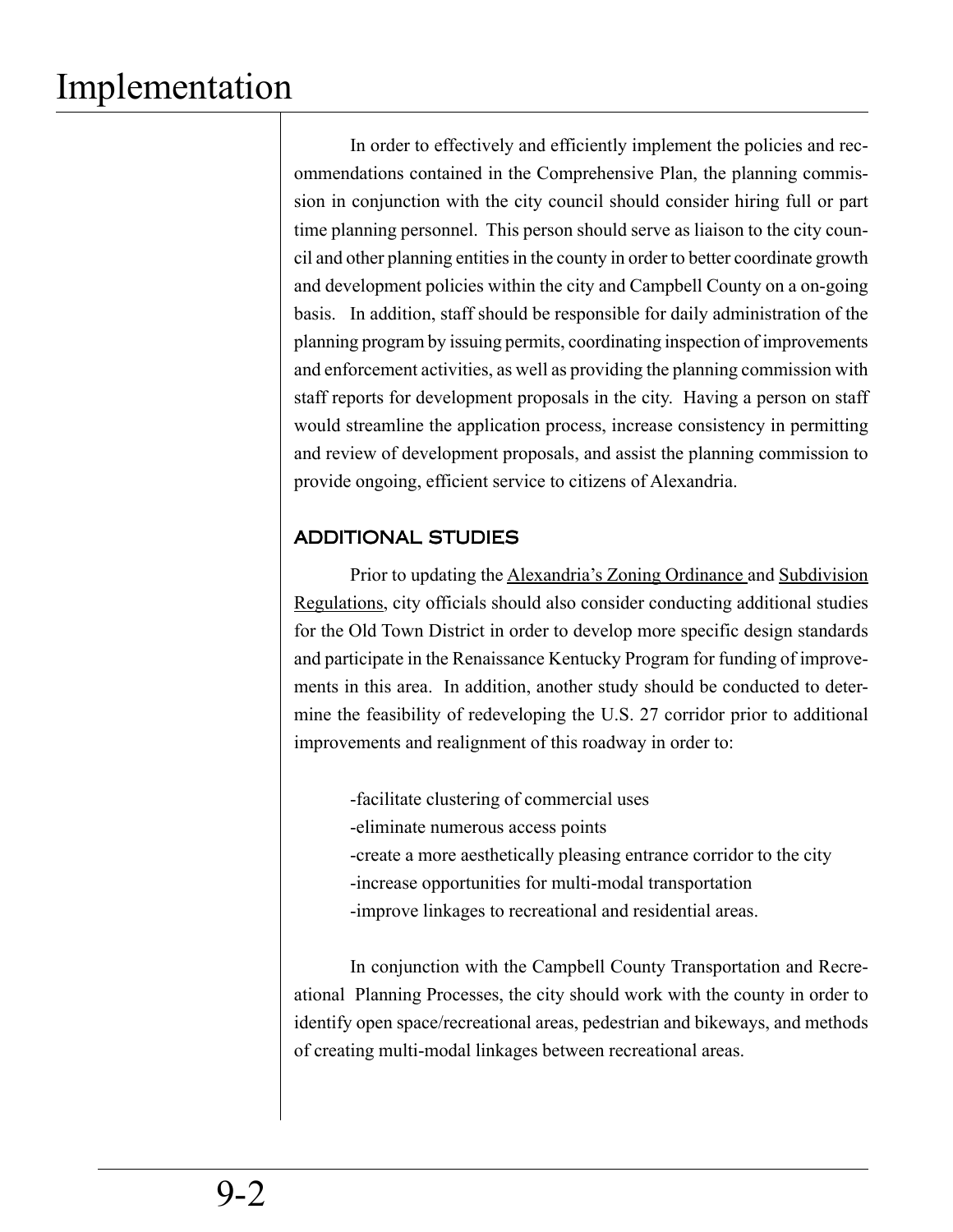In order to effectively and efficiently implement the policies and recommendations contained in the Comprehensive Plan, the planning commission in conjunction with the city council should consider hiring full or part time planning personnel. This person should serve as liaison to the city council and other planning entities in the county in order to better coordinate growth and development policies within the city and Campbell County on a on-going basis. In addition, staff should be responsible for daily administration of the planning program by issuing permits, coordinating inspection of improvements and enforcement activities, as well as providing the planning commission with staff reports for development proposals in the city. Having a person on staff would streamline the application process, increase consistency in permitting and review of development proposals, and assist the planning commission to provide ongoing, efficient service to citizens of Alexandria.

## ADDITIONAL STUDIES

Prior to updating the Alexandria's Zoning Ordinance and Subdivision Regulations, city officials should also consider conducting additional studies for the Old Town District in order to develop more specific design standards and participate in the Renaissance Kentucky Program for funding of improvements in this area. In addition, another study should be conducted to determine the feasibility of redeveloping the U.S. 27 corridor prior to additional improvements and realignment of this roadway in order to:

-facilitate clustering of commercial uses
-eliminate numerous access points
-create a more aesthetically pleasing entrance corridor to the city
-increase opportunities for multi-modal transportation
-improve linkages to recreational and residential areas.

In conjunction with the Campbell County Transportation and Recreational Planning Processes, the city should work with the county in order to identify open space/recreational areas, pedestrian and bikeways, and methods of creating multi-modal linkages between recreational areas.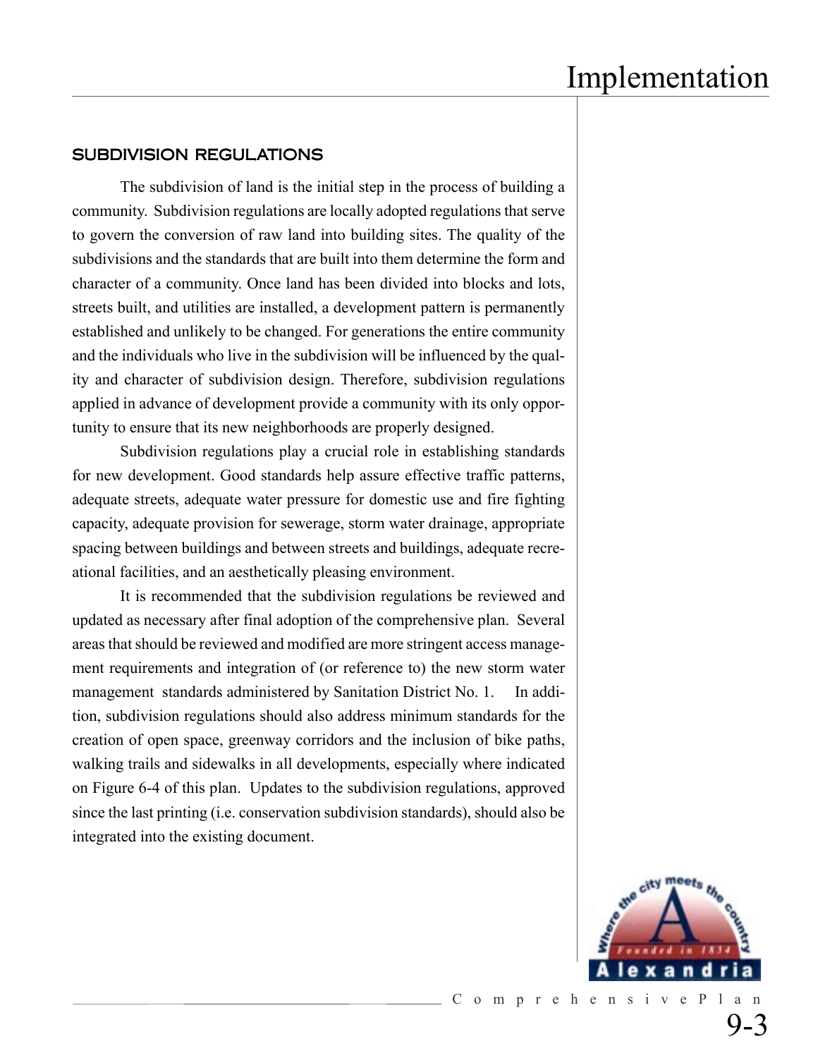## SUBDIVISION REGULATIONS

The subdivision of land is the initial step in the process of building a community. Subdivision regulations are locally adopted regulations that serve to govern the conversion of raw land into building sites. The quality of the subdivisions and the standards that are built into them determine the form and character of a community. Once land has been divided into blocks and lots, streets built, and utilities are installed, a development pattern is permanently established and unlikely to be changed. For generations the entire community and the individuals who live in the subdivision will be influenced by the quality and character of subdivision design. Therefore, subdivision regulations applied in advance of development provide a community with its only opportunity to ensure that its new neighborhoods are properly designed.

Subdivision regulations play a crucial role in establishing standards for new development. Good standards help assure effective traffic patterns, adequate streets, adequate water pressure for domestic use and fire fighting capacity, adequate provision for sewerage, storm water drainage, appropriate spacing between buildings and between streets and buildings, adequate recreational facilities, and an aesthetically pleasing environment.

It is recommended that the subdivision regulations be reviewed and updated as necessary after final adoption of the comprehensive plan. Several areas that should be reviewed and modified are more stringent access management requirements and integration of (or reference to) the new storm water management standards administered by Sanitation District No. 1. In addition, subdivision regulations should also address minimum standards for the creation of open space, greenway corridors and the inclusion of bike paths, walking trails and sidewalks in all developments, especially where indicated on Figure 6-4 of this plan. Updates to the subdivision regulations, approved since the last printing (i.e. conservation subdivision standards), should also be integrated into the existing document.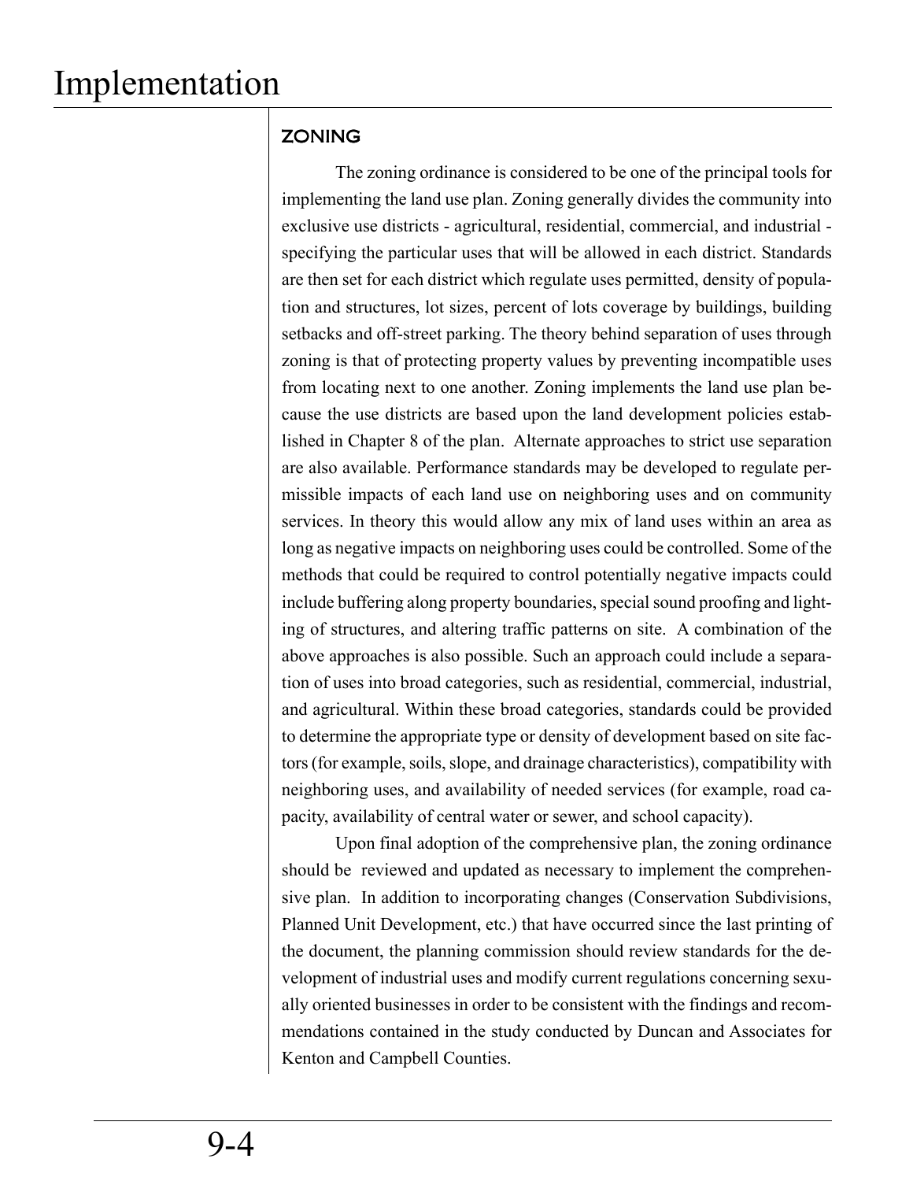## ZONING

The zoning ordinance is considered to be one of the principal tools for implementing the land use plan. Zoning generally divides the community into exclusive use districts - agricultural, residential, commercial, and industrial - specifying the particular uses that will be allowed in each district. Standards are then set for each district which regulate uses permitted, density of population and structures, lot sizes, percent of lots coverage by buildings, building setbacks and off-street parking. The theory behind separation of uses through zoning is that of protecting property values by preventing incompatible uses from locating next to one another. Zoning implements the land use plan because the use districts are based upon the land development policies established in Chapter 8 of the plan. Alternate approaches to strict use separation are also available. Performance standards may be developed to regulate permissible impacts of each land use on neighboring uses and on community services. In theory this would allow any mix of land uses within an area as long as negative impacts on neighboring uses could be controlled. Some of the methods that could be required to control potentially negative impacts could include buffering along property boundaries, special sound proofing and lighting of structures, and altering traffic patterns on site. A combination of the above approaches is also possible. Such an approach could include a separation of uses into broad categories, such as residential, commercial, industrial, and agricultural. Within these broad categories, standards could be provided to determine the appropriate type or density of development based on site factors (for example, soils, slope, and drainage characteristics), compatibility with neighboring uses, and availability of needed services (for example, road capacity, availability of central water or sewer, and school capacity).

Upon final adoption of the comprehensive plan, the zoning ordinance should be reviewed and updated as necessary to implement the comprehensive plan. In addition to incorporating changes (Conservation Subdivisions, Planned Unit Development, etc.) that have occurred since the last printing of the document, the planning commission should review standards for the development of industrial uses and modify current regulations concerning sexually oriented businesses in order to be consistent with the findings and recommendations contained in the study conducted by Duncan and Associates for Kenton and Campbell Counties.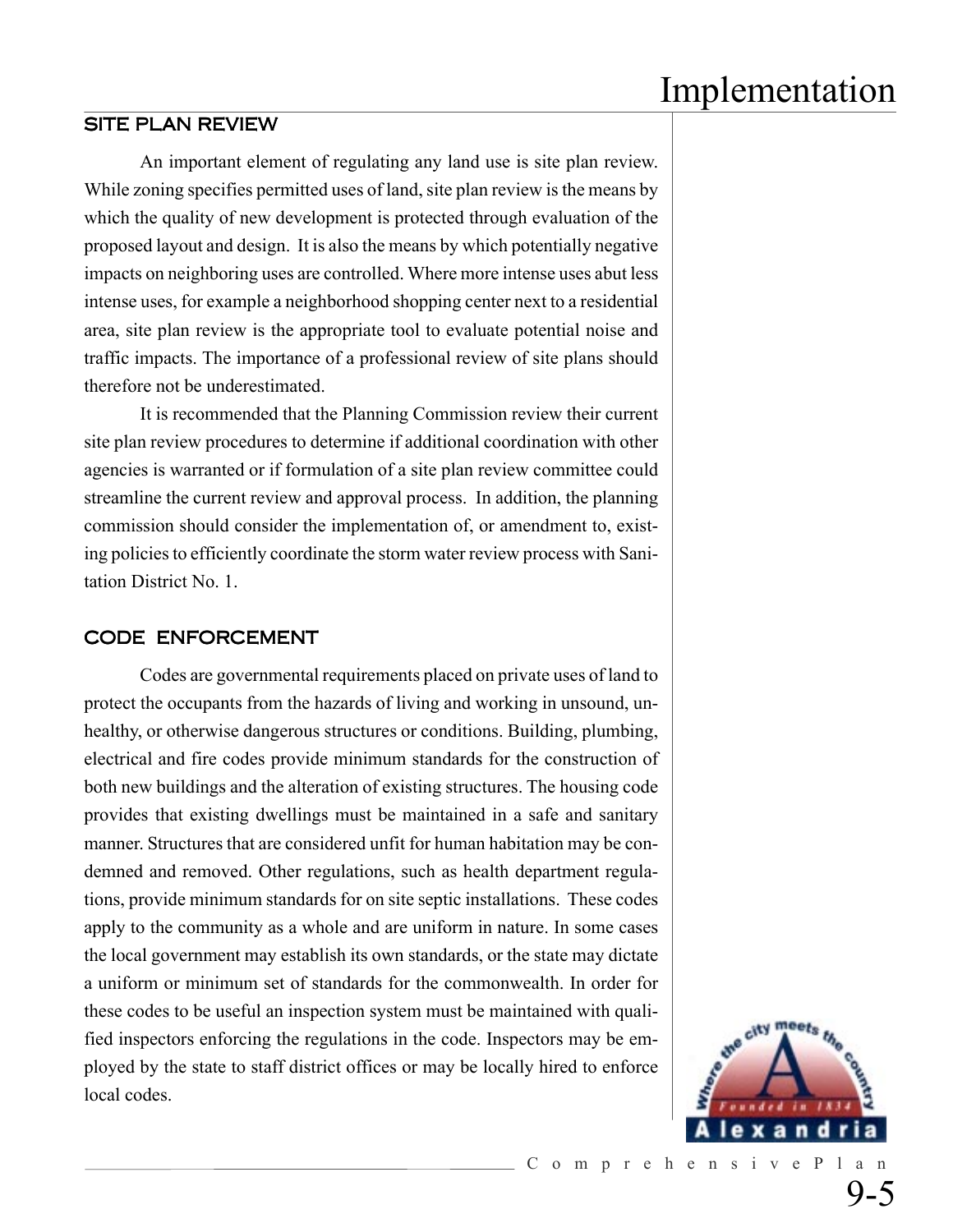## SITE PLAN REVIEW

An important element of regulating any land use is site plan review. While zoning specifies permitted uses of land, site plan review is the means by which the quality of new development is protected through evaluation of the proposed layout and design. It is also the means by which potentially negative impacts on neighboring uses are controlled. Where more intense uses abut less intense uses, for example a neighborhood shopping center next to a residential area, site plan review is the appropriate tool to evaluate potential noise and traffic impacts. The importance of a professional review of site plans should therefore not be underestimated.

It is recommended that the Planning Commission review their current site plan review procedures to determine if additional coordination with other agencies is warranted or if formulation of a site plan review committee could streamline the current review and approval process. In addition, the planning commission should consider the implementation of, or amendment to, existing policies to efficiently coordinate the storm water review process with Sanitation District No. 1.

## CODE ENFORCEMENT

Codes are governmental requirements placed on private uses of land to protect the occupants from the hazards of living and working in unsound, unhealthy, or otherwise dangerous structures or conditions. Building, plumbing, electrical and fire codes provide minimum standards for the construction of both new buildings and the alteration of existing structures. The housing code provides that existing dwellings must be maintained in a safe and sanitary manner. Structures that are considered unfit for human habitation may be condemned and removed. Other regulations, such as health department regulations, provide minimum standards for on site septic installations. These codes apply to the community as a whole and are uniform in nature. In some cases the local government may establish its own standards, or the state may dictate a uniform or minimum set of standards for the commonwealth. In order for these codes to be useful an inspection system must be maintained with qualified inspectors enforcing the regulations in the code. Inspectors may be employed by the state to staff district offices or may be locally hired to enforce local codes.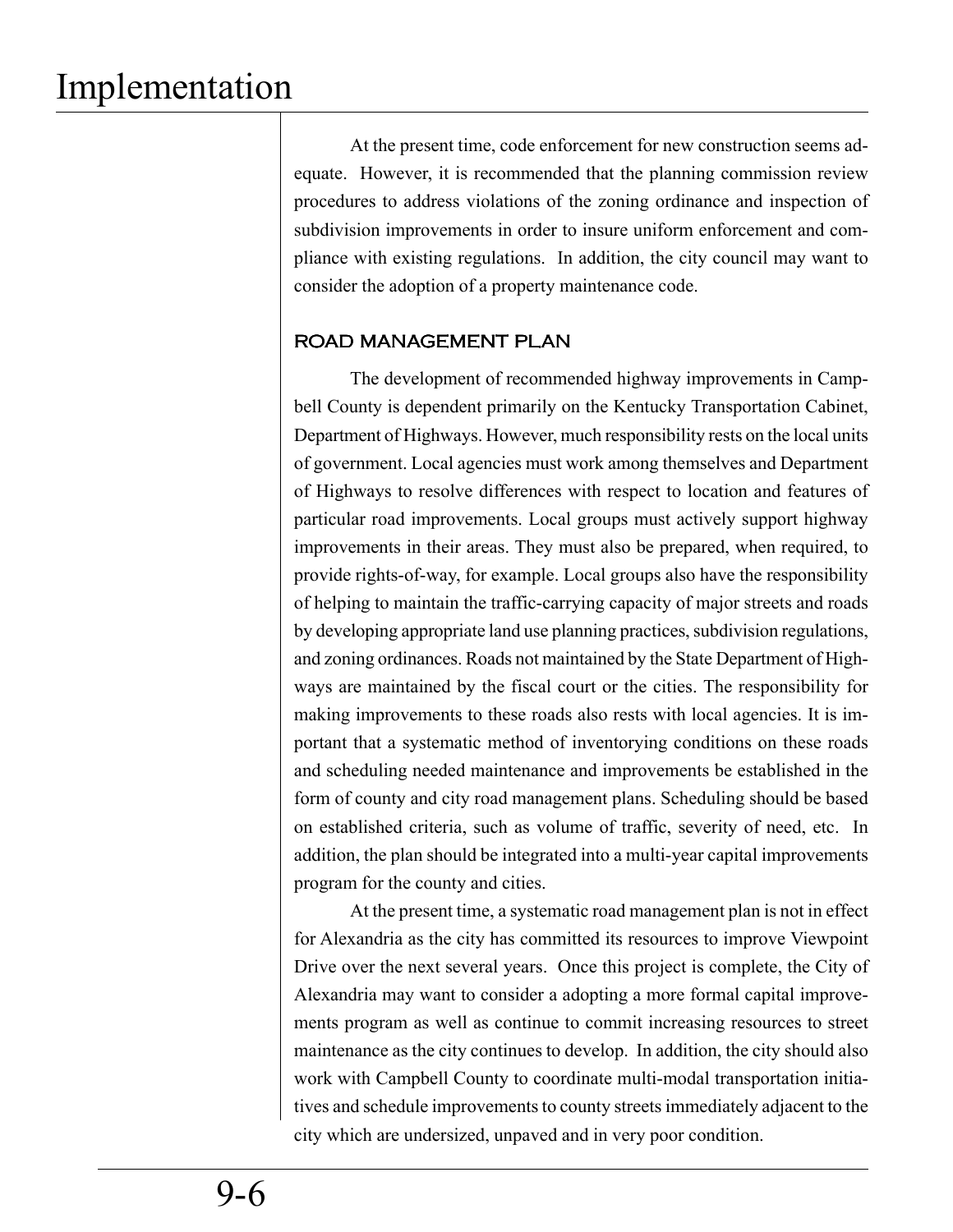At the present time, code enforcement for new construction seems adequate. However, it is recommended that the planning commission review procedures to address violations of the zoning ordinance and inspection of subdivision improvements in order to insure uniform enforcement and compliance with existing regulations. In addition, the city council may want to consider the adoption of a property maintenance code.

### ROAD MANAGEMENT PLAN

The development of recommended highway improvements in Campbell County is dependent primarily on the Kentucky Transportation Cabinet, Department of Highways. However, much responsibility rests on the local units of government. Local agencies must work among themselves and Department of Highways to resolve differences with respect to location and features of particular road improvements. Local groups must actively support highway improvements in their areas. They must also be prepared, when required, to provide rights-of-way, for example. Local groups also have the responsibility of helping to maintain the traffic-carrying capacity of major streets and roads by developing appropriate land use planning practices, subdivision regulations, and zoning ordinances. Roads not maintained by the State Department of Highways are maintained by the fiscal court or the cities. The responsibility for making improvements to these roads also rests with local agencies. It is important that a systematic method of inventorying conditions on these roads and scheduling needed maintenance and improvements be established in the form of county and city road management plans. Scheduling should be based on established criteria, such as volume of traffic, severity of need, etc. In addition, the plan should be integrated into a multi-year capital improvements program for the county and cities.

At the present time, a systematic road management plan is not in effect for Alexandria as the city has committed its resources to improve Viewpoint Drive over the next several years. Once this project is complete, the City of Alexandria may want to consider a adopting a more formal capital improvements program as well as continue to commit increasing resources to street maintenance as the city continues to develop. In addition, the city should also work with Campbell County to coordinate multi-modal transportation initiatives and schedule improvements to county streets immediately adjacent to the city which are undersized, unpaved and in very poor condition.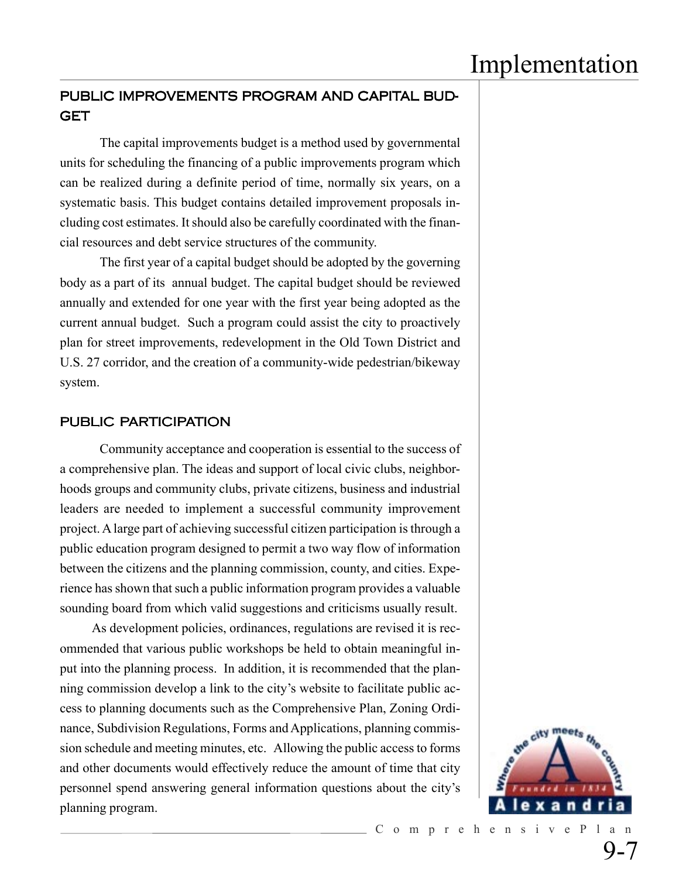## PUBLIC IMPROVEMENTS PROGRAM AND CAPITAL BUDGET

The capital improvements budget is a method used by governmental units for scheduling the financing of a public improvements program which can be realized during a definite period of time, normally six years, on a systematic basis. This budget contains detailed improvement proposals including cost estimates. It should also be carefully coordinated with the financial resources and debt service structures of the community.

The first year of a capital budget should be adopted by the governing body as a part of its annual budget. The capital budget should be reviewed annually and extended for one year with the first year being adopted as the current annual budget. Such a program could assist the city to proactively plan for street improvements, redevelopment in the Old Town District and U.S. 27 corridor, and the creation of a community-wide pedestrian/bikeway system.

## PUBLIC PARTICIPATION

Community acceptance and cooperation is essential to the success of a comprehensive plan. The ideas and support of local civic clubs, neighborhoods groups and community clubs, private citizens, business and industrial leaders are needed to implement a successful community improvement project. A large part of achieving successful citizen participation is through a public education program designed to permit a two way flow of information between the citizens and the planning commission, county, and cities. Experience has shown that such a public information program provides a valuable sounding board from which valid suggestions and criticisms usually result.

As development policies, ordinances, regulations are revised it is recommended that various public workshops be held to obtain meaningful input into the planning process. In addition, it is recommended that the planning commission develop a link to the city's website to facilitate public access to planning documents such as the Comprehensive Plan, Zoning Ordinance, Subdivision Regulations, Forms and Applications, planning commission schedule and meeting minutes, etc. Allowing the public access to forms and other documents would effectively reduce the amount of time that city personnel spend answering general information questions about the city's planning program.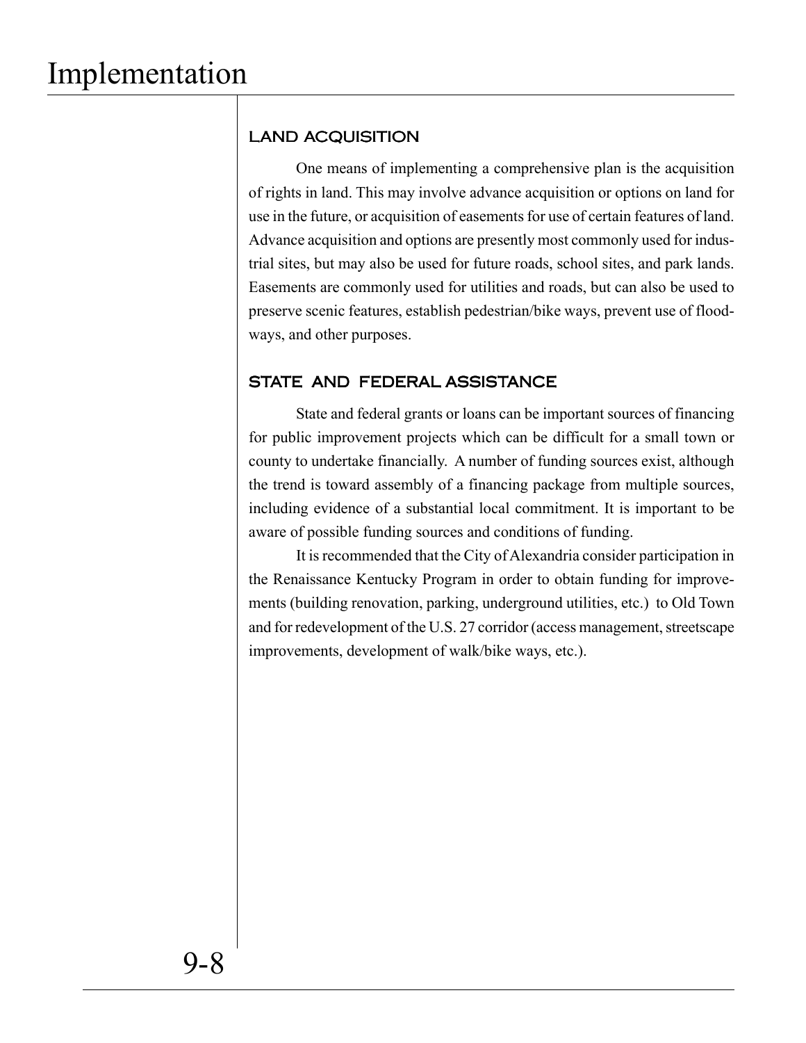## LAND ACQUISITION

One means of implementing a comprehensive plan is the acquisition of rights in land. This may involve advance acquisition or options on land for use in the future, or acquisition of easements for use of certain features of land. Advance acquisition and options are presently most commonly used for industrial sites, but may also be used for future roads, school sites, and park lands. Easements are commonly used for utilities and roads, but can also be used to preserve scenic features, establish pedestrian/bike ways, prevent use of floodways, and other purposes.

## STATE AND FEDERAL ASSISTANCE

State and federal grants or loans can be important sources of financing for public improvement projects which can be difficult for a small town or county to undertake financially. A number of funding sources exist, although the trend is toward assembly of a financing package from multiple sources, including evidence of a substantial local commitment. It is important to be aware of possible funding sources and conditions of funding.

It is recommended that the City of Alexandria consider participation in the Renaissance Kentucky Program in order to obtain funding for improvements (building renovation, parking, underground utilities, etc.) to Old Town and for redevelopment of the U.S. 27 corridor (access management, streetscape improvements, development of walk/bike ways, etc.).